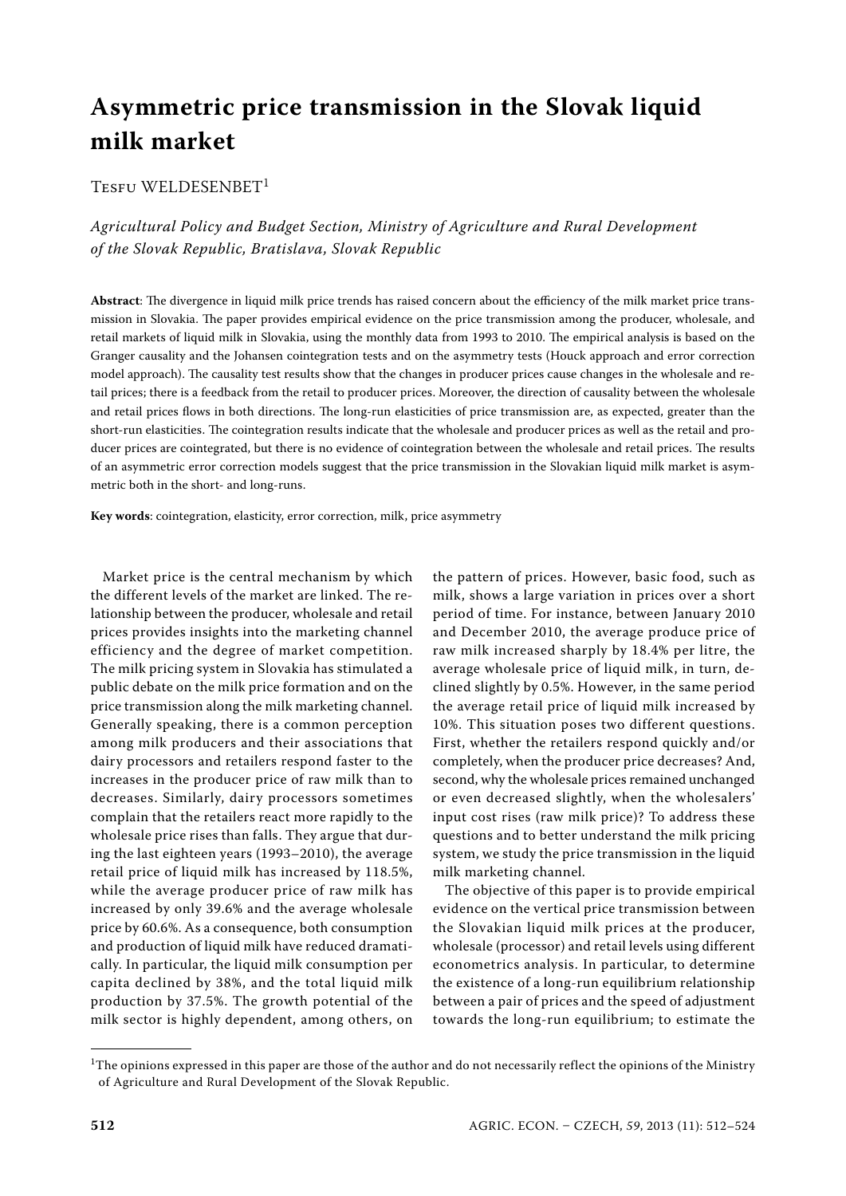# Asymmetric price transmission in the Slovak liquid milk market

Tesfu WELDESENBET[1]

*Agricultural Policy and Budget Section, Ministry of Agriculture and Rural Development of the Slovak Republic, Bratislava, Slovak Republic*

**Abstract**: The divergence in liquid milk price trends has raised concern about the efficiency of the milk market price transmission in Slovakia. The paper provides empirical evidence on the price transmission among the producer, wholesale, and retail markets of liquid milk in Slovakia, using the monthly data from 1993 to 2010. The empirical analysis is based on the Granger causality and the Johansen cointegration tests and on the asymmetry tests (Houck approach and error correction model approach). The causality test results show that the changes in producer prices cause changes in the wholesale and retail prices; there is a feedback from the retail to producer prices. Moreover, the direction of causality between the wholesale and retail prices flows in both directions. The long-run elasticities of price transmission are, as expected, greater than the short-run elasticities. The cointegration results indicate that the wholesale and producer prices as well as the retail and producer prices are cointegrated, but there is no evidence of cointegration between the wholesale and retail prices. The results of an asymmetric error correction models suggest that the price transmission in the Slovakian liquid milk market is asymmetric both in the short- and long-runs.

**Key words**: cointegration, elasticity, error correction, milk, price asymmetry

Market price is the central mechanism by which the different levels of the market are linked. The relationship between the producer, wholesale and retail prices provides insights into the marketing channel efficiency and the degree of market competition. The milk pricing system in Slovakia has stimulated a public debate on the milk price formation and on the price transmission along the milk marketing channel. Generally speaking, there is a common perception among milk producers and their associations that dairy processors and retailers respond faster to the increases in the producer price of raw milk than to decreases. Similarly, dairy processors sometimes complain that the retailers react more rapidly to the wholesale price rises than falls. They argue that during the last eighteen years (1993–2010), the average retail price of liquid milk has increased by 118.5%, while the average producer price of raw milk has increased by only 39.6% and the average wholesale price by 60.6%. As a consequence, both consumption and production of liquid milk have reduced dramatically. In particular, the liquid milk consumption per capita declined by 38%, and the total liquid milk production by 37.5%. The growth potential of the milk sector is highly dependent, among others, on the pattern of prices. However, basic food, such as milk, shows a large variation in prices over a short period of time. For instance, between January 2010 and December 2010, the average produce price of raw milk increased sharply by 18.4% per litre, the average wholesale price of liquid milk, in turn, declined slightly by 0.5%. However, in the same period the average retail price of liquid milk increased by 10%. This situation poses two different questions. First, whether the retailers respond quickly and/or completely, when the producer price decreases? And, second, why the wholesale prices remained unchanged or even decreased slightly, when the wholesalers' input cost rises (raw milk price)? To address these questions and to better understand the milk pricing system, we study the price transmission in the liquid milk marketing channel.

The objective of this paper is to provide empirical evidence on the vertical price transmission between the Slovakian liquid milk prices at the producer, wholesale (processor) and retail levels using different econometrics analysis. In particular, to determine the existence of a long-run equilibrium relationship between a pair of prices and the speed of adjustment towards the long-run equilibrium; to estimate the

[1]The opinions expressed in this paper are those of the author and do not necessarily reflect the opinions of the Ministry of Agriculture and Rural Development of the Slovak Republic.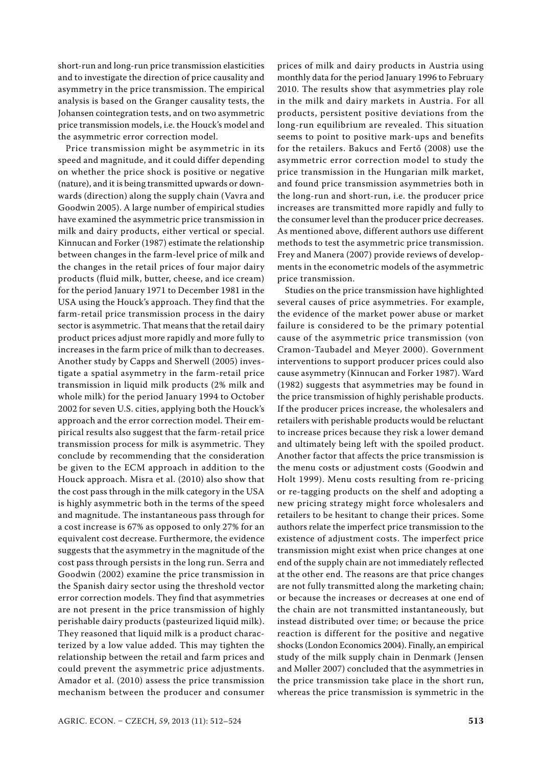short-run and long-run price transmission elasticities and to investigate the direction of price causality and asymmetry in the price transmission. The empirical analysis is based on the Granger causality tests, the Johansen cointegration tests, and on two asymmetric price transmission models, i.e. the Houck's model and the asymmetric error correction model.

Price transmission might be asymmetric in its speed and magnitude, and it could differ depending on whether the price shock is positive or negative (nature), and it is being transmitted upwards or downwards (direction) along the supply chain (Vavra and Goodwin 2005). A large number of empirical studies have examined the asymmetric price transmission in milk and dairy products, either vertical or special. Kinnucan and Forker (1987) estimate the relationship between changes in the farm-level price of milk and the changes in the retail prices of four major dairy products (fluid milk, butter, cheese, and ice cream) for the period January 1971 to December 1981 in the USA using the Houck's approach. They find that the farm-retail price transmission process in the dairy sector is asymmetric. That means that the retail dairy product prices adjust more rapidly and more fully to increases in the farm price of milk than to decreases. Another study by Capps and Sherwell (2005) investigate a spatial asymmetry in the farm-retail price transmission in liquid milk products (2% milk and whole milk) for the period January 1994 to October 2002 for seven U.S. cities, applying both the Houck's approach and the error correction model. Their empirical results also suggest that the farm-retail price transmission process for milk is asymmetric. They conclude by recommending that the consideration be given to the ECM approach in addition to the Houck approach. Misra et al. (2010) also show that the cost pass through in the milk category in the USA is highly asymmetric both in the terms of the speed and magnitude. The instantaneous pass through for a cost increase is 67% as opposed to only 27% for an equivalent cost decrease. Furthermore, the evidence suggests that the asymmetry in the magnitude of the cost pass through persists in the long run. Serra and Goodwin (2002) examine the price transmission in the Spanish dairy sector using the threshold vector error correction models. They find that asymmetries are not present in the price transmission of highly perishable dairy products (pasteurized liquid milk). They reasoned that liquid milk is a product characterized by a low value added. This may tighten the relationship between the retail and farm prices and could prevent the asymmetric price adjustments. Amador et al. (2010) assess the price transmission mechanism between the producer and consumer prices of milk and dairy products in Austria using monthly data for the period January 1996 to February 2010. The results show that asymmetries play role in the milk and dairy markets in Austria. For all products, persistent positive deviations from the long-run equilibrium are revealed. This situation seems to point to positive mark-ups and benefits for the retailers. Bakucs and Fertő (2008) use the asymmetric error correction model to study the price transmission in the Hungarian milk market, and found price transmission asymmetries both in the long-run and short-run, i.e. the producer price increases are transmitted more rapidly and fully to the consumer level than the producer price decreases. As mentioned above, different authors use different methods to test the asymmetric price transmission. Frey and Manera (2007) provide reviews of developments in the econometric models of the asymmetric price transmission.

Studies on the price transmission have highlighted several causes of price asymmetries. For example, the evidence of the market power abuse or market failure is considered to be the primary potential cause of the asymmetric price transmission (von Cramon-Taubadel and Meyer 2000). Government interventions to support producer prices could also cause asymmetry (Kinnucan and Forker 1987). Ward (1982) suggests that asymmetries may be found in the price transmission of highly perishable products. If the producer prices increase, the wholesalers and retailers with perishable products would be reluctant to increase prices because they risk a lower demand and ultimately being left with the spoiled product. Another factor that affects the price transmission is the menu costs or adjustment costs (Goodwin and Holt 1999). Menu costs resulting from re-pricing or re-tagging products on the shelf and adopting a new pricing strategy might force wholesalers and retailers to be hesitant to change their prices. Some authors relate the imperfect price transmission to the existence of adjustment costs. The imperfect price transmission might exist when price changes at one end of the supply chain are not immediately reflected at the other end. The reasons are that price changes are not fully transmitted along the marketing chain; or because the increases or decreases at one end of the chain are not transmitted instantaneously, but instead distributed over time; or because the price reaction is different for the positive and negative shocks (London Economics 2004). Finally, an empirical study of the milk supply chain in Denmark (Jensen and Møller 2007) concluded that the asymmetries in the price transmission take place in the short run, whereas the price transmission is symmetric in the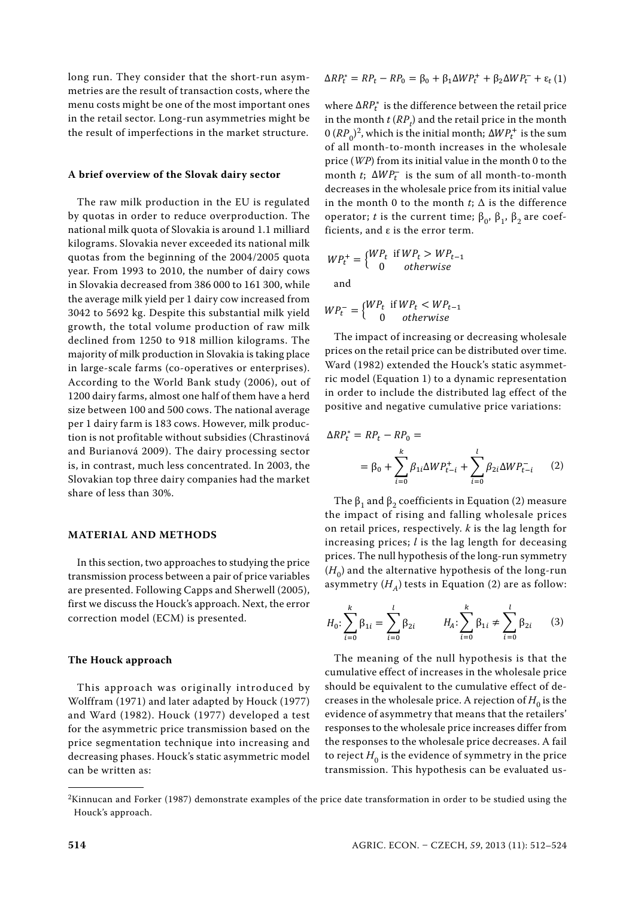long run. They consider that the short-run asymmetries are the result of transaction costs, where the menu costs might be one of the most important ones in the retail sector. Long-run asymmetries might be the result of imperfections in the market structure.

### A brief overview of the Slovak dairy sector

The raw milk production in the EU is regulated by quotas in order to reduce overproduction. The national milk quota of Slovakia is around 1.1 milliard kilograms. Slovakia never exceeded its national milk quotas from the beginning of the 2004/2005 quota year. From 1993 to 2010, the number of dairy cows in Slovakia decreased from 386 000 to 161 300, while the average milk yield per 1 dairy cow increased from 3042 to 5692 kg. Despite this substantial milk yield growth, the total volume production of raw milk declined from 1250 to 918 million kilograms. The majority of milk production in Slovakia is taking place in large-scale farms (co-operatives or enterprises). According to the World Bank study (2006), out of 1200 dairy farms, almost one half of them have a herd size between 100 and 500 cows. The national average per 1 dairy farm is 183 cows. However, milk production is not profitable without subsidies (Chrastinová and Burianová 2009). The dairy processing sector is, in contrast, much less concentrated. In 2003, the Slovakian top three dairy companies had the market share of less than 30%.

## MATERIAL AND METHODS

In this section, two approaches to studying the price transmission process between a pair of price variables are presented. Following Capps and Sherwell (2005), first we discuss the Houck's approach. Next, the error correction model (ECM) is presented.

### The Houck approach

This approach was originally introduced by Wolffram (1971) and later adapted by Houck (1977) and Ward (1982). Houck (1977) developed a test for the asymmetric price transmission based on the price segmentation technique into increasing and decreasing phases. Houck's static asymmetric model can be written as:

$$\Delta RP_t^* = RP_t - RP_0 = \beta_0 + \beta_1 \Delta WP_t^+ + \beta_2 \Delta WP_t^- + \varepsilon_t \quad (1)$$

where $\Delta RP_t^*$ is the difference between the retail price in the month $t$ ($RP_t$) and the retail price in the month 0 ($RP_0$)[2], which is the initial month; $\Delta WP_t^+$ is the sum of all month-to-month increases in the wholesale price ($WP$) from its initial value in the month 0 to the month $t$; $\Delta WP_t^-$ is the sum of all month-to-month decreases in the wholesale price from its initial value in the month 0 to the month $t$; $\Delta$ is the difference operator; $t$ is the current time; $\beta_0$, $\beta_1$, $\beta_2$ are coefficients, and $\varepsilon$ is the error term.

$$WP_t^+ = \begin{cases} WP_t & \text{if } WP_t > WP_{t-1} \\ 0 & \textit{otherwise} \end{cases}$$

and

$$WP_t^- = \begin{cases} WP_t & \text{if } WP_t < WP_{t-1} \\ 0 & \textit{otherwise} \end{cases}$$

The impact of increasing or decreasing wholesale prices on the retail price can be distributed over time. Ward (1982) extended the Houck's static asymmetric model (Equation 1) to a dynamic representation in order to include the distributed lag effect of the positive and negative cumulative price variations:

$$\Delta RP_t^* = RP_t - RP_0 = \beta_0 + \sum_{i=0}^{k} \beta_{1i} \Delta WP_{t-i}^+ + \sum_{i=0}^{l} \beta_{2i} \Delta WP_{t-i}^- \quad (2)$$

The $\beta_1$ and $\beta_2$ coefficients in Equation (2) measure the impact of rising and falling wholesale prices on retail prices, respectively. $k$ is the lag length for increasing prices; $l$ is the lag length for deceasing prices. The null hypothesis of the long-run symmetry ($H_0$) and the alternative hypothesis of the long-run asymmetry ($H_A$) tests in Equation (2) are as follow:

$$H_0: \sum_{i=0}^{k} \beta_{1i} = \sum_{i=0}^{l} \beta_{2i} \qquad H_A: \sum_{i=0}^{k} \beta_{1i} \neq \sum_{i=0}^{l} \beta_{2i} \quad (3)$$

The meaning of the null hypothesis is that the cumulative effect of increases in the wholesale price should be equivalent to the cumulative effect of decreases in the wholesale price. A rejection of $H_0$ is the evidence of asymmetry that means that the retailers' responses to the wholesale price increases differ from the responses to the wholesale price decreases. A fail to reject $H_0$ is the evidence of symmetry in the price transmission. This hypothesis can be evaluated us-

[2] Kinnucan and Forker (1987) demonstrate examples of the price date transformation in order to be studied using the Houck's approach.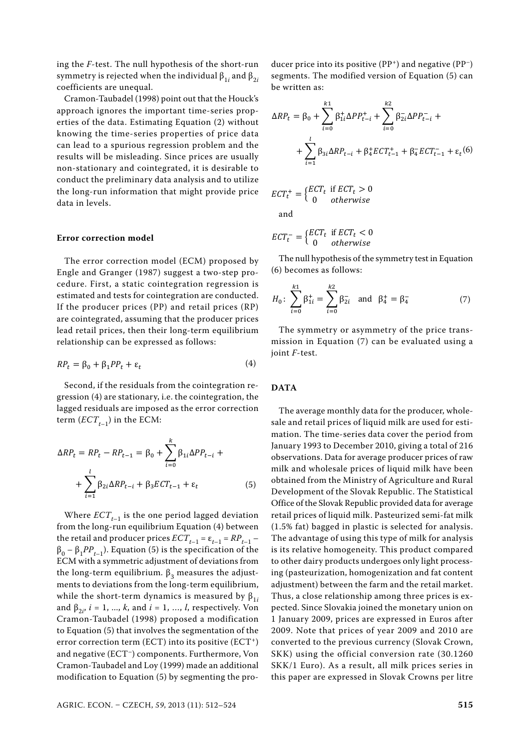ing the *F*-test. The null hypothesis of the short-run symmetry is rejected when the individual $\beta_{1i}$ and $\beta_{2i}$ coefficients are unequal.

Cramon-Taubadel (1998) point out that the Houck's approach ignores the important time-series properties of the data. Estimating Equation (2) without knowing the time-series properties of price data can lead to a spurious regression problem and the results will be misleading. Since prices are usually non-stationary and cointegrated, it is desirable to conduct the preliminary data analysis and to utilize the long-run information that might provide price data in levels.

### Error correction model

The error correction model (ECM) proposed by Engle and Granger (1987) suggest a two-step procedure. First, a static cointegration regression is estimated and tests for cointegration are conducted. If the producer prices (PP) and retail prices (RP) are cointegrated, assuming that the producer prices lead retail prices, then their long-term equilibrium relationship can be expressed as follows:

$$RP_t = \beta_0 + \beta_1 PP_t + \varepsilon_t \tag{4}$$

Second, if the residuals from the cointegration regression (4) are stationary, i.e. the cointegration, the lagged residuals are imposed as the error correction term ($ECT_{t-1}$) in the ECM:

$$\Delta RP_t = RP_t - RP_{t-1} = \beta_0 + \sum_{i=0}^{k} \beta_{1i} \Delta PP_{t-i} + \sum_{i=1}^{l} \beta_{2i} \Delta RP_{t-i} + \beta_3 ECT_{t-1} + \varepsilon_t \tag{5}$$

Where $ECT_{t-1}$ is the one period lagged deviation from the long-run equilibrium Equation (4) between the retail and producer prices $ECT_{t-1} = \varepsilon_{t-1} = RP_{t-1} - \beta_0 - \beta_1 PP_{t-1}$). Equation (5) is the specification of the ECM with a symmetric adjustment of deviations from the long-term equilibrium. $\beta_3$ measures the adjustments to deviations from the long-term equilibrium, while the short-term dynamics is measured by $\beta_{1i}$ and $\beta_{2i}$, $i = 1, ..., k$, and $i = 1, ..., l$, respectively. Von Cramon-Taubadel (1998) proposed a modification to Equation (5) that involves the segmentation of the error correction term (ECT) into its positive ($ECT^+$) and negative ($ECT^-$) components. Furthermore, Von Cramon-Taubadel and Loy (1999) made an additional modification to Equation (5) by segmenting the producer price into its positive ($PP^+$) and negative ($PP^-$) segments. The modified version of Equation (5) can be written as:

$$\Delta RP_t = \beta_0 + \sum_{i=0}^{k1} \beta_{1i}^{+} \Delta PP_{t-i}^{+} + \sum_{i=0}^{k2} \beta_{2i}^{-} \Delta PP_{t-i}^{-} + \sum_{i=1}^{l} \beta_{3i} \Delta RP_{t-i} + \beta_4^{+} ECT_{t-1}^{+} + \beta_4^{-} ECT_{t-1}^{-} + \varepsilon_t \tag{6}$$

$$ECT_t^{+} = \begin{cases} ECT_t & \text{if } ECT_t > 0 \\ 0 & otherwise \end{cases}$$

and

$$ECT_t^{-} = \begin{cases} ECT_t & \text{if } ECT_t < 0 \\ 0 & otherwise \end{cases}$$

The null hypothesis of the symmetry test in Equation (6) becomes as follows:

$$H_0\colon \sum_{i=0}^{k1} \beta_{1i}^{+} = \sum_{i=0}^{k2} \beta_{2i}^{-} \quad \text{and} \quad \beta_4^{+} = \beta_4^{-} \tag{7}$$

The symmetry or asymmetry of the price transmission in Equation (7) can be evaluated using a joint *F*-test.

## DATA

The average monthly data for the producer, wholesale and retail prices of liquid milk are used for estimation. The time-series data cover the period from January 1993 to December 2010, giving a total of 216 observations. Data for average producer prices of raw milk and wholesale prices of liquid milk have been obtained from the Ministry of Agriculture and Rural Development of the Slovak Republic. The Statistical Office of the Slovak Republic provided data for average retail prices of liquid milk. Pasteurized semi-fat milk (1.5% fat) bagged in plastic is selected for analysis. The advantage of using this type of milk for analysis is its relative homogeneity. This product compared to other dairy products undergoes only light processing (pasteurization, homogenization and fat content adjustment) between the farm and the retail market. Thus, a close relationship among three prices is expected. Since Slovakia joined the monetary union on 1 January 2009, prices are expressed in Euros after 2009. Note that prices of year 2009 and 2010 are converted to the previous currency (Slovak Crown, SKK) using the official conversion rate (30.1260 SKK/1 Euro). As a result, all milk prices series in this paper are expressed in Slovak Crowns per litre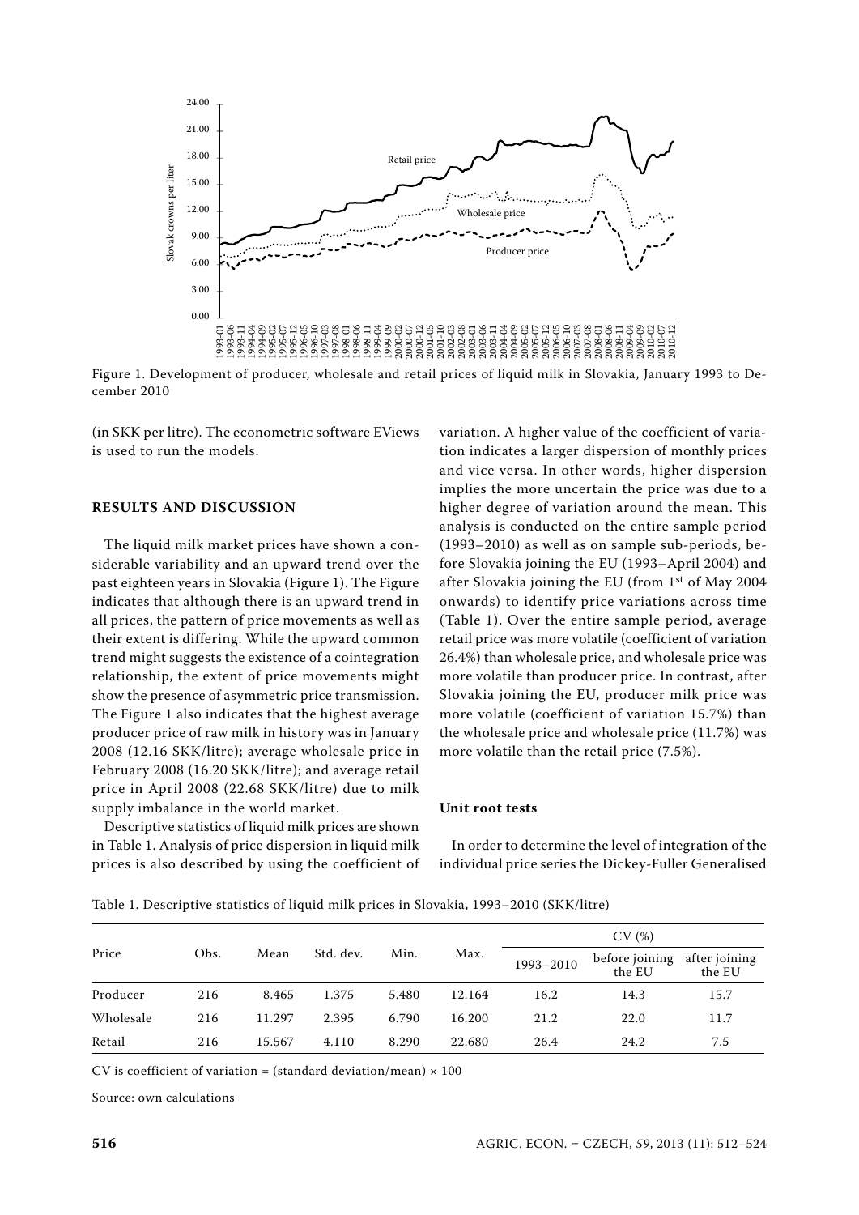Figure 1. Development of producer, wholesale and retail prices of liquid milk in Slovakia, January 1993 to December 2010

(in SKK per litre). The econometric software EViews is used to run the models.

## RESULTS AND DISCUSSION

The liquid milk market prices have shown a considerable variability and an upward trend over the past eighteen years in Slovakia (Figure 1). The Figure indicates that although there is an upward trend in all prices, the pattern of price movements as well as their extent is differing. While the upward common trend might suggests the existence of a cointegration relationship, the extent of price movements might show the presence of asymmetric price transmission. The Figure 1 also indicates that the highest average producer price of raw milk in history was in January 2008 (12.16 SKK/litre); average wholesale price in February 2008 (16.20 SKK/litre); and average retail price in April 2008 (22.68 SKK/litre) due to milk supply imbalance in the world market.

Descriptive statistics of liquid milk prices are shown in Table 1. Analysis of price dispersion in liquid milk prices is also described by using the coefficient of variation. A higher value of the coefficient of variation indicates a larger dispersion of monthly prices and vice versa. In other words, higher dispersion implies the more uncertain the price was due to a higher degree of variation around the mean. This analysis is conducted on the entire sample period (1993–2010) as well as on sample sub-periods, before Slovakia joining the EU (1993–April 2004) and after Slovakia joining the EU (from 1st of May 2004 onwards) to identify price variations across time (Table 1). Over the entire sample period, average retail price was more volatile (coefficient of variation 26.4%) than wholesale price, and wholesale price was more volatile than producer price. In contrast, after Slovakia joining the EU, producer milk price was more volatile (coefficient of variation 15.7%) than the wholesale price and wholesale price (11.7%) was more volatile than the retail price (7.5%).

### Unit root tests

In order to determine the level of integration of the individual price series the Dickey-Fuller Generalised

Table 1. Descriptive statistics of liquid milk prices in Slovakia, 1993–2010 (SKK/litre)

| Price | Obs. | Mean | Std. dev. | Min. | Max. | CV (%) | | |
|---|---|---|---|---|---|---|---|---|
| | | | | | | 1993–2010 | before joining the EU | after joining the EU |
| Producer | 216 | 8.465 | 1.375 | 5.480 | 12.164 | 16.2 | 14.3 | 15.7 |
| Wholesale | 216 | 11.297 | 2.395 | 6.790 | 16.200 | 21.2 | 22.0 | 11.7 |
| Retail | 216 | 15.567 | 4.110 | 8.290 | 22.680 | 26.4 | 24.2 | 7.5 |

CV is coefficient of variation = (standard deviation/mean) × 100

Source: own calculations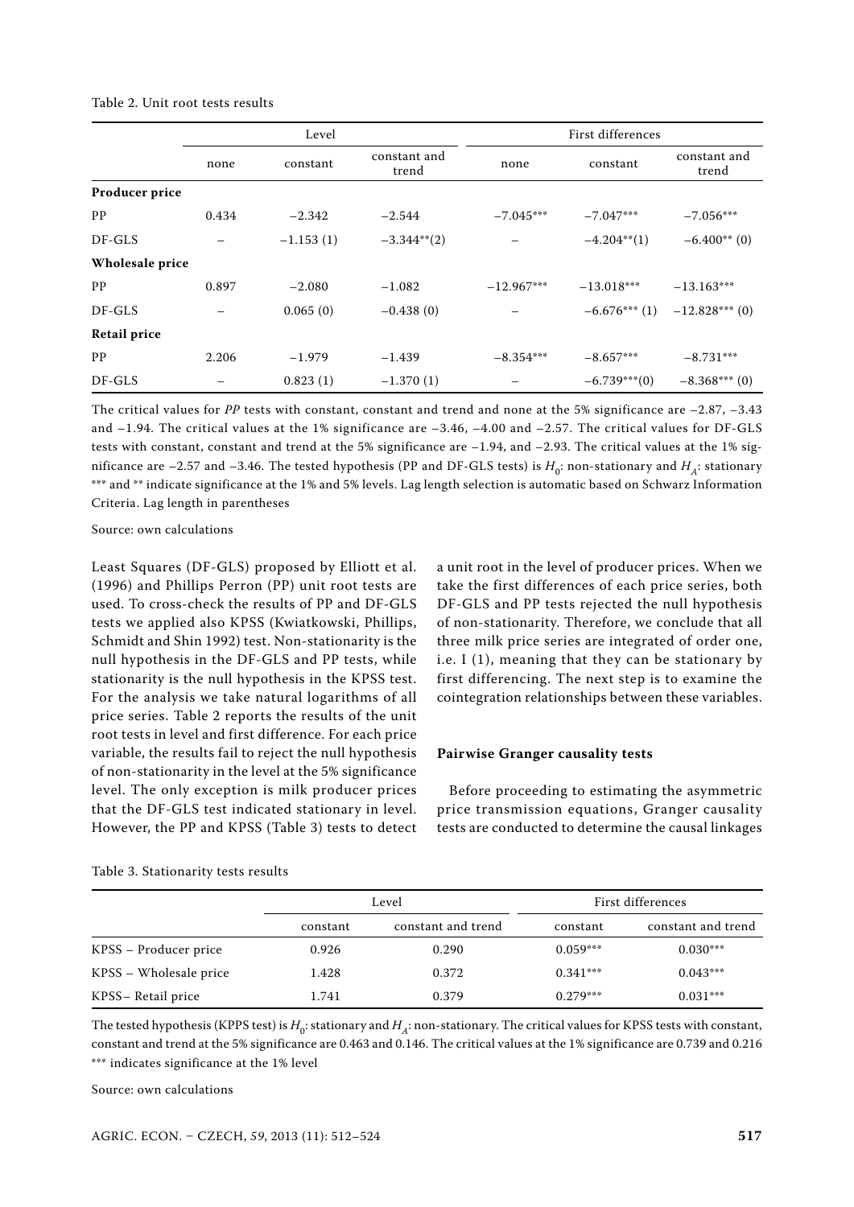Table 2. Unit root tests results

| | Level | | | First differences | | |
|---|---|---|---|---|---|---|
| | none | constant | constant and trend | none | constant | constant and trend |
| **Producer price** | | | | | | |
| PP | 0.434 | −2.342 | −2.544 | −7.045*** | −7.047*** | −7.056*** |
| DF-GLS | – | −1.153 (1) | −3.344**(2) | – | −4.204**(1) | −6.400** (0) |
| **Wholesale price** | | | | | | |
| PP | 0.897 | −2.080 | −1.082 | −12.967*** | −13.018*** | −13.163*** |
| DF-GLS | – | 0.065 (0) | −0.438 (0) | – | −6.676*** (1) | −12.828*** (0) |
| **Retail price** | | | | | | |
| PP | 2.206 | −1.979 | −1.439 | −8.354*** | −8.657*** | −8.731*** |
| DF-GLS | – | 0.823 (1) | −1.370 (1) | – | −6.739***(0) | −8.368*** (0) |

The critical values for *PP* tests with constant, constant and trend and none at the 5% significance are −2.87, −3.43 and −1.94. The critical values at the 1% significance are −3.46, −4.00 and −2.57. The critical values for DF-GLS tests with constant, constant and trend at the 5% significance are −1.94, and −2.93. The critical values at the 1% significance are −2.57 and −3.46. The tested hypothesis (PP and DF-GLS tests) is $H_0$: non-stationary and $H_A$: stationary
*** and ** indicate significance at the 1% and 5% levels. Lag length selection is automatic based on Schwarz Information Criteria. Lag length in parentheses

Source: own calculations

Least Squares (DF-GLS) proposed by Elliott et al. (1996) and Phillips Perron (PP) unit root tests are used. To cross-check the results of PP and DF-GLS tests we applied also KPSS (Kwiatkowski, Phillips, Schmidt and Shin 1992) test. Non-stationarity is the null hypothesis in the DF-GLS and PP tests, while stationarity is the null hypothesis in the KPSS test. For the analysis we take natural logarithms of all price series. Table 2 reports the results of the unit root tests in level and first difference. For each price variable, the results fail to reject the null hypothesis of non-stationarity in the level at the 5% significance level. The only exception is milk producer prices that the DF-GLS test indicated stationary in level. However, the PP and KPSS (Table 3) tests to detect a unit root in the level of producer prices. When we take the first differences of each price series, both DF-GLS and PP tests rejected the null hypothesis of non-stationarity. Therefore, we conclude that all three milk price series are integrated of order one, i.e. I (1), meaning that they can be stationary by first differencing. The next step is to examine the cointegration relationships between these variables.

### Pairwise Granger causality tests

Before proceeding to estimating the asymmetric price transmission equations, Granger causality tests are conducted to determine the causal linkages

Table 3. Stationarity tests results

| | Level | | First differences | |
|---|---|---|---|---|
| | constant | constant and trend | constant | constant and trend |
| KPSS – Producer price | 0.926 | 0.290 | 0.059*** | 0.030*** |
| KPSS – Wholesale price | 1.428 | 0.372 | 0.341*** | 0.043*** |
| KPSS– Retail price | 1.741 | 0.379 | 0.279*** | 0.031*** |

The tested hypothesis (KPPS test) is $H_0$: stationary and $H_A$: non-stationary. The critical values for KPSS tests with constant, constant and trend at the 5% significance are 0.463 and 0.146. The critical values at the 1% significance are 0.739 and 0.216
*** indicates significance at the 1% level

Source: own calculations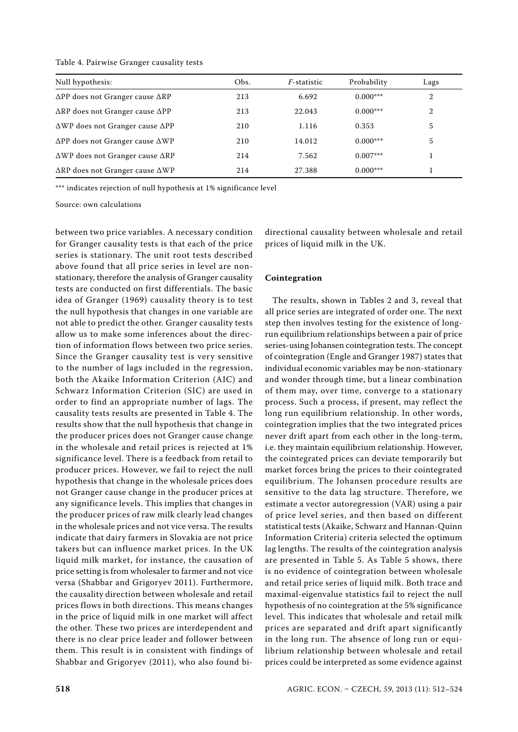Table 4. Pairwise Granger causality tests

| Null hypothesis: | Obs. | *F*-statistic | Probability | Lags |
|---|---|---|---|---|
| ΔPP does not Granger cause ΔRP | 213 | 6.692 | 0.000*** | 2 |
| ΔRP does not Granger cause ΔPP | 213 | 22.043 | 0.000*** | 2 |
| ΔWP does not Granger cause ΔPP | 210 | 1.116 | 0.353 | 5 |
| ΔPP does not Granger cause ΔWP | 210 | 14.012 | 0.000*** | 5 |
| ΔWP does not Granger cause ΔRP | 214 | 7.562 | 0.007*** | 1 |
| ΔRP does not Granger cause ΔWP | 214 | 27.388 | 0.000*** | 1 |

*** indicates rejection of null hypothesis at 1% significance level

Source: own calculations

between two price variables. A necessary condition for Granger causality tests is that each of the price series is stationary. The unit root tests described above found that all price series in level are non-stationary, therefore the analysis of Granger causality tests are conducted on first differentials. The basic idea of Granger (1969) causality theory is to test the null hypothesis that changes in one variable are not able to predict the other. Granger causality tests allow us to make some inferences about the direction of information flows between two price series. Since the Granger causality test is very sensitive to the number of lags included in the regression, both the Akaike Information Criterion (AIC) and Schwarz Information Criterion (SIC) are used in order to find an appropriate number of lags. The causality tests results are presented in Table 4. The results show that the null hypothesis that change in the producer prices does not Granger cause change in the wholesale and retail prices is rejected at 1% significance level. There is a feedback from retail to producer prices. However, we fail to reject the null hypothesis that change in the wholesale prices does not Granger cause change in the producer prices at any significance levels. This implies that changes in the producer prices of raw milk clearly lead changes in the wholesale prices and not vice versa. The results indicate that dairy farmers in Slovakia are not price takers but can influence market prices. In the UK liquid milk market, for instance, the causation of price setting is from wholesaler to farmer and not vice versa (Shabbar and Grigoryev 2011). Furthermore, the causality direction between wholesale and retail prices flows in both directions. This means changes in the price of liquid milk in one market will affect the other. These two prices are interdependent and there is no clear price leader and follower between them. This result is in consistent with findings of Shabbar and Grigoryev (2011), who also found bi-directional causality between wholesale and retail prices of liquid milk in the UK.

### Cointegration

The results, shown in Tables 2 and 3, reveal that all price series are integrated of order one. The next step then involves testing for the existence of long-run equilibrium relationships between a pair of price series-using Johansen cointegration tests. The concept of cointegration (Engle and Granger 1987) states that individual economic variables may be non-stationary and wonder through time, but a linear combination of them may, over time, converge to a stationary process. Such a process, if present, may reflect the long run equilibrium relationship. In other words, cointegration implies that the two integrated prices never drift apart from each other in the long-term, i.e. they maintain equilibrium relationship. However, the cointegrated prices can deviate temporarily but market forces bring the prices to their cointegrated equilibrium. The Johansen procedure results are sensitive to the data lag structure. Therefore, we estimate a vector autoregression (VAR) using a pair of price level series, and then based on different statistical tests (Akaike, Schwarz and Hannan-Quinn Information Criteria) criteria selected the optimum lag lengths. The results of the cointegration analysis are presented in Table 5. As Table 5 shows, there is no evidence of cointegration between wholesale and retail price series of liquid milk. Both trace and maximal-eigenvalue statistics fail to reject the null hypothesis of no cointegration at the 5% significance level. This indicates that wholesale and retail milk prices are separated and drift apart significantly in the long run. The absence of long run or equilibrium relationship between wholesale and retail prices could be interpreted as some evidence against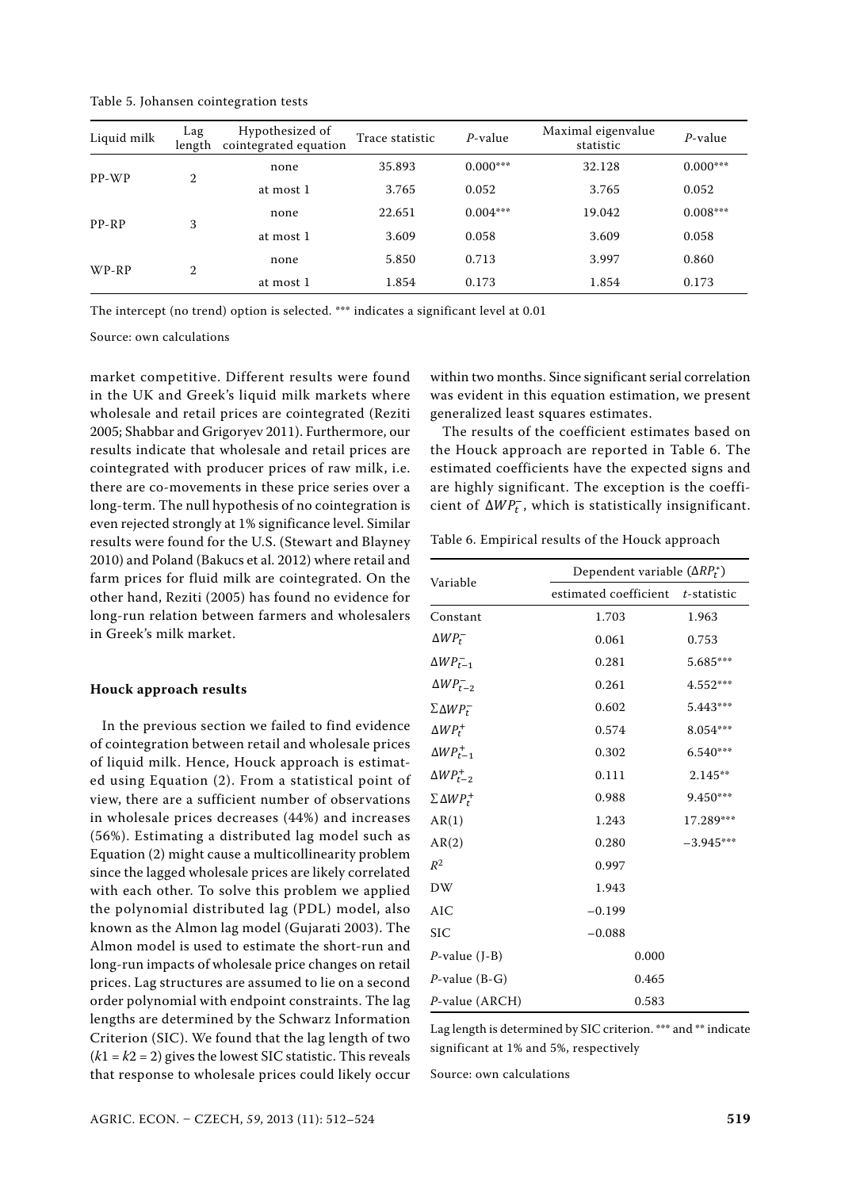Table 5. Johansen cointegration tests

| Liquid milk | Lag length | Hypothesized of cointegrated equation | Trace statistic | $P$-value | Maximal eigenvalue statistic | $P$-value |
|---|---|---|---|---|---|---|
| PP-WP | 2 | none | 35.893 | 0.000*** | 32.128 | 0.000*** |
| | | at most 1 | 3.765 | 0.052 | 3.765 | 0.052 |
| PP-RP | 3 | none | 22.651 | 0.004*** | 19.042 | 0.008*** |
| | | at most 1 | 3.609 | 0.058 | 3.609 | 0.058 |
| WP-RP | 2 | none | 5.850 | 0.713 | 3.997 | 0.860 |
| | | at most 1 | 1.854 | 0.173 | 1.854 | 0.173 |

The intercept (no trend) option is selected. *** indicates a significant level at 0.01

Source: own calculations

market competitive. Different results were found in the UK and Greek's liquid milk markets where wholesale and retail prices are cointegrated (Reziti 2005; Shabbar and Grigoryev 2011). Furthermore, our results indicate that wholesale and retail prices are cointegrated with producer prices of raw milk, i.e. there are co-movements in these price series over a long-term. The null hypothesis of no cointegration is even rejected strongly at 1% significance level. Similar results were found for the U.S. (Stewart and Blayney 2010) and Poland (Bakucs et al. 2012) where retail and farm prices for fluid milk are cointegrated. On the other hand, Reziti (2005) has found no evidence for long-run relation between farmers and wholesalers in Greek's milk market.

### Houck approach results

In the previous section we failed to find evidence of cointegration between retail and wholesale prices of liquid milk. Hence, Houck approach is estimated using Equation (2). From a statistical point of view, there are a sufficient number of observations in wholesale prices decreases (44%) and increases (56%). Estimating a distributed lag model such as Equation (2) might cause a multicollinearity problem since the lagged wholesale prices are likely correlated with each other. To solve this problem we applied the polynomial distributed lag (PDL) model, also known as the Almon lag model (Gujarati 2003). The Almon model is used to estimate the short-run and long-run impacts of wholesale price changes on retail prices. Lag structures are assumed to lie on a second order polynomial with endpoint constraints. The lag lengths are determined by the Schwarz Information Criterion (SIC). We found that the lag length of two ($k1 = k2 = 2$) gives the lowest SIC statistic. This reveals that response to wholesale prices could likely occur within two months. Since significant serial correlation was evident in this equation estimation, we present generalized least squares estimates.

The results of the coefficient estimates based on the Houck approach are reported in Table 6. The estimated coefficients have the expected signs and are highly significant. The exception is the coefficient of $\Delta WP_t^-$, which is statistically insignificant.

Table 6. Empirical results of the Houck approach

| Variable | Dependent variable ($\Delta RP_t^*$) | |
|---|---|---|
| | estimated coefficient | $t$-statistic |
| Constant | 1.703 | 1.963 |
| $\Delta WP_t^-$ | 0.061 | 0.753 |
| $\Delta WP_{t-1}^-$ | 0.281 | 5.685*** |
| $\Delta WP_{t-2}^-$ | 0.261 | 4.552*** |
| $\Sigma\Delta WP_t^-$ | 0.602 | 5.443*** |
| $\Delta WP_t^+$ | 0.574 | 8.054*** |
| $\Delta WP_{t-1}^+$ | 0.302 | 6.540*** |
| $\Delta WP_{t-2}^+$ | 0.111 | 2.145** |
| $\Sigma\Delta WP_t^+$ | 0.988 | 9.450*** |
| AR(1) | 1.243 | 17.289*** |
| AR(2) | 0.280 | −3.945*** |
| $R^2$ | 0.997 | |
| DW | 1.943 | |
| AIC | −0.199 | |
| SIC | −0.088 | |
| $P$-value (J-B) | 0.000 | |
| $P$-value (B-G) | 0.465 | |
| $P$-value (ARCH) | 0.583 | |

Lag length is determined by SIC criterion. *** and ** indicate significant at 1% and 5%, respectively

Source: own calculations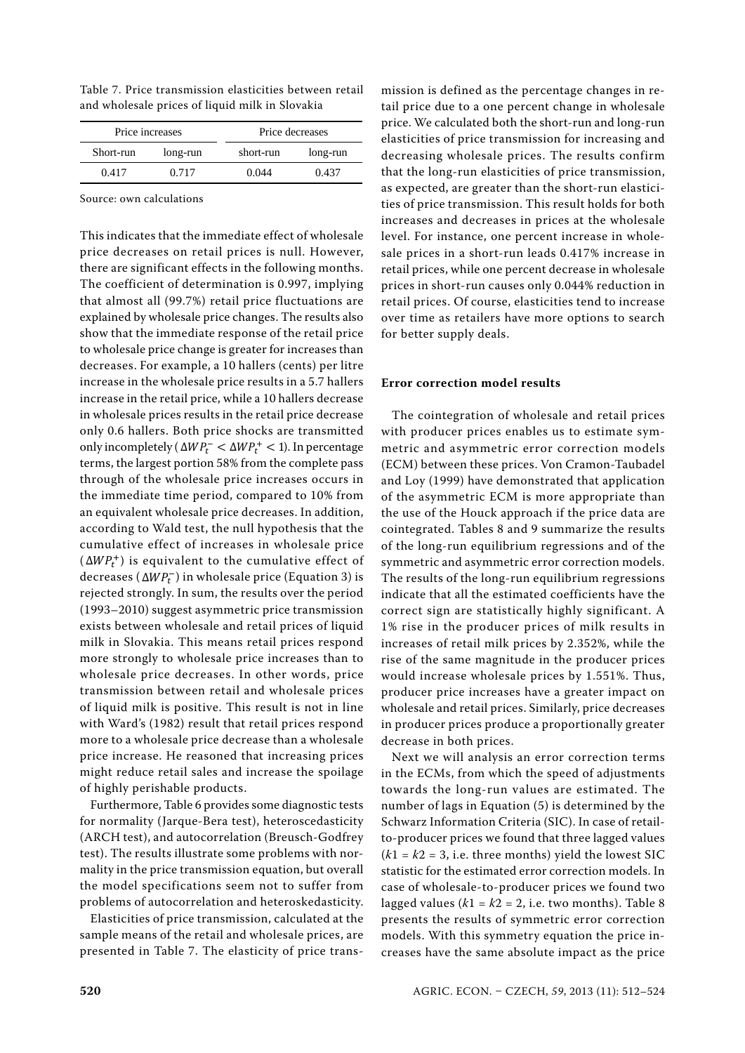Table 7. Price transmission elasticities between retail and wholesale prices of liquid milk in Slovakia

| Price increases | | Price decreases | |
|---|---|---|---|
| Short-run | long-run | short-run | long-run |
| 0.417 | 0.717 | 0.044 | 0.437 |

Source: own calculations

This indicates that the immediate effect of wholesale price decreases on retail prices is null. However, there are significant effects in the following months. The coefficient of determination is 0.997, implying that almost all (99.7%) retail price fluctuations are explained by wholesale price changes. The results also show that the immediate response of the retail price to wholesale price change is greater for increases than decreases. For example, a 10 hallers (cents) per litre increase in the wholesale price results in a 5.7 hallers increase in the retail price, while a 10 hallers decrease in wholesale prices results in the retail price decrease only 0.6 hallers. Both price shocks are transmitted only incompletely ($\Delta WP_t^- < \Delta WP_t^+ < 1$). In percentage terms, the largest portion 58% from the complete pass through of the wholesale price increases occurs in the immediate time period, compared to 10% from an equivalent wholesale price decreases. In addition, according to Wald test, the null hypothesis that the cumulative effect of increases in wholesale price ($\Delta WP_t^+$) is equivalent to the cumulative effect of decreases ($\Delta WP_t^-$) in wholesale price (Equation 3) is rejected strongly. In sum, the results over the period (1993–2010) suggest asymmetric price transmission exists between wholesale and retail prices of liquid milk in Slovakia. This means retail prices respond more strongly to wholesale price increases than to wholesale price decreases. In other words, price transmission between retail and wholesale prices of liquid milk is positive. This result is not in line with Ward's (1982) result that retail prices respond more to a wholesale price decrease than a wholesale price increase. He reasoned that increasing prices might reduce retail sales and increase the spoilage of highly perishable products.

Furthermore, Table 6 provides some diagnostic tests for normality (Jarque-Bera test), heteroscedasticity (ARCH test), and autocorrelation (Breusch-Godfrey test). The results illustrate some problems with normality in the price transmission equation, but overall the model specifications seem not to suffer from problems of autocorrelation and heteroskedasticity.

Elasticities of price transmission, calculated at the sample means of the retail and wholesale prices, are presented in Table 7. The elasticity of price transmission is defined as the percentage changes in retail price due to a one percent change in wholesale price. We calculated both the short-run and long-run elasticities of price transmission for increasing and decreasing wholesale prices. The results confirm that the long-run elasticities of price transmission, as expected, are greater than the short-run elasticities of price transmission. This result holds for both increases and decreases in prices at the wholesale level. For instance, one percent increase in wholesale prices in a short-run leads 0.417% increase in retail prices, while one percent decrease in wholesale prices in short-run causes only 0.044% reduction in retail prices. Of course, elasticities tend to increase over time as retailers have more options to search for better supply deals.

### Error correction model results

The cointegration of wholesale and retail prices with producer prices enables us to estimate symmetric and asymmetric error correction models (ECM) between these prices. Von Cramon-Taubadel and Loy (1999) have demonstrated that application of the asymmetric ECM is more appropriate than the use of the Houck approach if the price data are cointegrated. Tables 8 and 9 summarize the results of the long-run equilibrium regressions and of the symmetric and asymmetric error correction models. The results of the long-run equilibrium regressions indicate that all the estimated coefficients have the correct sign are statistically highly significant. A 1% rise in the producer prices of milk results in increases of retail milk prices by 2.352%, while the rise of the same magnitude in the producer prices would increase wholesale prices by 1.551%. Thus, producer price increases have a greater impact on wholesale and retail prices. Similarly, price decreases in producer prices produce a proportionally greater decrease in both prices.

Next we will analysis an error correction terms in the ECMs, from which the speed of adjustments towards the long-run values are estimated. The number of lags in Equation (5) is determined by the Schwarz Information Criteria (SIC). In case of retail-to-producer prices we found that three lagged values ($k1 = k2 = 3$, i.e. three months) yield the lowest SIC statistic for the estimated error correction models. In case of wholesale-to-producer prices we found two lagged values ($k1 = k2 = 2$, i.e. two months). Table 8 presents the results of symmetric error correction models. With this symmetry equation the price increases have the same absolute impact as the price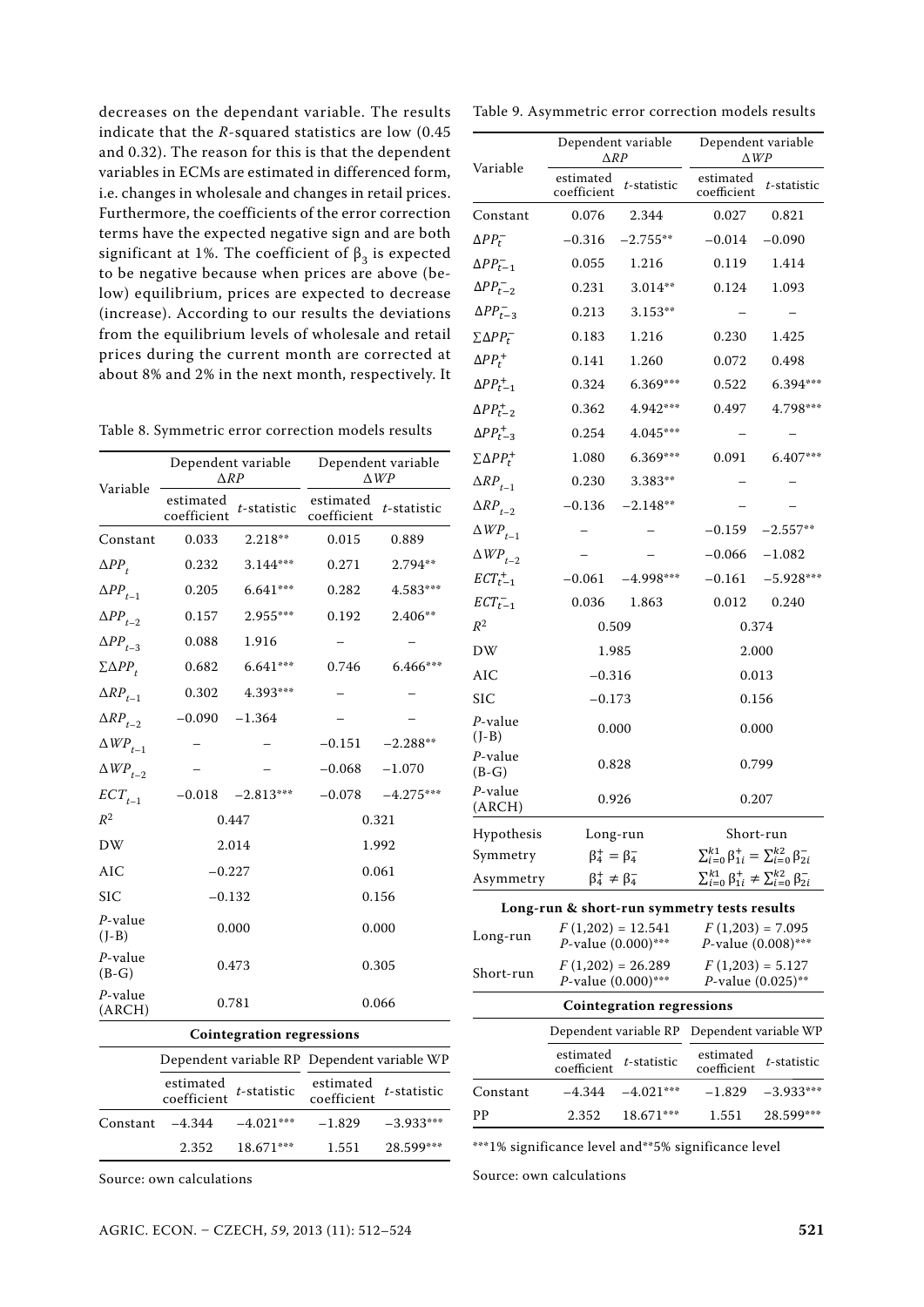decreases on the dependant variable. The results indicate that the $R$-squared statistics are low (0.45 and 0.32). The reason for this is that the dependent variables in ECMs are estimated in differenced form, i.e. changes in wholesale and changes in retail prices. Furthermore, the coefficients of the error correction terms have the expected negative sign and are both significant at 1%. The coefficient of $\beta_3$ is expected to be negative because when prices are above (below) equilibrium, prices are expected to decrease (increase). According to our results the deviations from the equilibrium levels of wholesale and retail prices during the current month are corrected at about 8% and 2% in the next month, respectively. It

Table 8. Symmetric error correction models results

| Variable | Dependent variable $\Delta RP$ | | Dependent variable $\Delta WP$ | |
|---|---|---|---|---|
| | estimated coefficient | $t$-statistic | estimated coefficient | $t$-statistic |
| Constant | 0.033 | 2.218** | 0.015 | 0.889 |
| $\Delta PP_t$ | 0.232 | 3.144*** | 0.271 | 2.794** |
| $\Delta PP_{t-1}$ | 0.205 | 6.641*** | 0.282 | 4.583*** |
| $\Delta PP_{t-2}$ | 0.157 | 2.955*** | 0.192 | 2.406** |
| $\Delta PP_{t-3}$ | 0.088 | 1.916 | – | – |
| $\Sigma\Delta PP_t$ | 0.682 | 6.641*** | 0.746 | 6.466*** |
| $\Delta RP_{t-1}$ | 0.302 | 4.393*** | – | – |
| $\Delta RP_{t-2}$ | −0.090 | −1.364 | – | – |
| $\Delta WP_{t-1}$ | – | – | −0.151 | −2.288** |
| $\Delta WP_{t-2}$ | – | – | −0.068 | −1.070 |
| $ECT_{t-1}$ | −0.018 | −2.813*** | −0.078 | −4.275*** |
| $R^2$ | 0.447 | | 0.321 | |
| DW | 2.014 | | 1.992 | |
| AIC | −0.227 | | 0.061 | |
| SIC | −0.132 | | 0.156 | |
| $P$-value (J-B) | 0.000 | | 0.000 | |
| $P$-value (B-G) | 0.473 | | 0.305 | |
| $P$-value (ARCH) | 0.781 | | 0.066 | |
| **Cointegration regressions** | | | | |
| | Dependent variable RP | | Dependent variable WP | |
| | estimated coefficient | $t$-statistic | estimated coefficient | $t$-statistic |
| Constant | −4.344 | −4.021*** | −1.829 | −3.933*** |
| | 2.352 | 18.671*** | 1.551 | 28.599*** |

Source: own calculations

Table 9. Asymmetric error correction models results

| Variable | Dependent variable $\Delta RP$ | | Dependent variable $\Delta WP$ | |
|---|---|---|---|---|
| | estimated coefficient | $t$-statistic | estimated coefficient | $t$-statistic |
| Constant | 0.076 | 2.344 | 0.027 | 0.821 |
| $\Delta PP_t^-$ | −0.316 | −2.755** | −0.014 | −0.090 |
| $\Delta PP_{t-1}^-$ | 0.055 | 1.216 | 0.119 | 1.414 |
| $\Delta PP_{t-2}^-$ | 0.231 | 3.014** | 0.124 | 1.093 |
| $\Delta PP_{t-3}^-$ | 0.213 | 3.153** | – | – |
| $\Sigma\Delta PP_t^-$ | 0.183 | 1.216 | 0.230 | 1.425 |
| $\Delta PP_t^+$ | 0.141 | 1.260 | 0.072 | 0.498 |
| $\Delta PP_{t-1}^+$ | 0.324 | 6.369*** | 0.522 | 6.394*** |
| $\Delta PP_{t-2}^+$ | 0.362 | 4.942*** | 0.497 | 4.798*** |
| $\Delta PP_{t-3}^+$ | 0.254 | 4.045*** | – | – |
| $\Sigma\Delta PP_t^+$ | 1.080 | 6.369*** | 0.091 | 6.407*** |
| $\Delta RP_{t-1}$ | 0.230 | 3.383** | – | – |
| $\Delta RP_{t-2}$ | −0.136 | −2.148** | – | – |
| $\Delta WP_{t-1}$ | – | – | −0.159 | −2.557** |
| $\Delta WP_{t-2}$ | – | – | −0.066 | −1.082 |
| $ECT_{t-1}^+$ | −0.061 | −4.998*** | −0.161 | −5.928*** |
| $ECT_{t-1}^-$ | 0.036 | 1.863 | 0.012 | 0.240 |
| $R^2$ | 0.509 | | 0.374 | |
| DW | 1.985 | | 2.000 | |
| AIC | −0.316 | | 0.013 | |
| SIC | −0.173 | | 0.156 | |
| $P$-value (J-B) | 0.000 | | 0.000 | |
| $P$-value (B-G) | 0.828 | | 0.799 | |
| $P$-value (ARCH) | 0.926 | | 0.207 | |
| Hypothesis | Long-run | | Short-run | |
| Symmetry | $\beta_4^+ = \beta_4^-$ | | $\sum_{i=0}^{k1}\beta_{1i}^+ = \sum_{i=0}^{k2}\beta_{2i}^-$ | |
| Asymmetry | $\beta_4^+ \neq \beta_4^-$ | | $\sum_{i=0}^{k1}\beta_{1i}^+ \neq \sum_{i=0}^{k2}\beta_{2i}^-$ | |
| **Long-run & short-run symmetry tests results** | | | | |
| Long-run | $F(1,202) = 12.541$ $P$-value (0.000)*** | | $F(1,203) = 7.095$ $P$-value (0.008)*** | |
| Short-run | $F(1,202) = 26.289$ $P$-value (0.000)*** | | $F(1,203) = 5.127$ $P$-value (0.025)** | |
| **Cointegration regressions** | | | | |
| | Dependent variable RP | | Dependent variable WP | |
| | estimated coefficient | $t$-statistic | estimated coefficient | $t$-statistic |
| Constant | −4.344 | −4.021*** | −1.829 | −3.933*** |
| PP | 2.352 | 18.671*** | 1.551 | 28.599*** |

***1% significance level and**5% significance level

Source: own calculations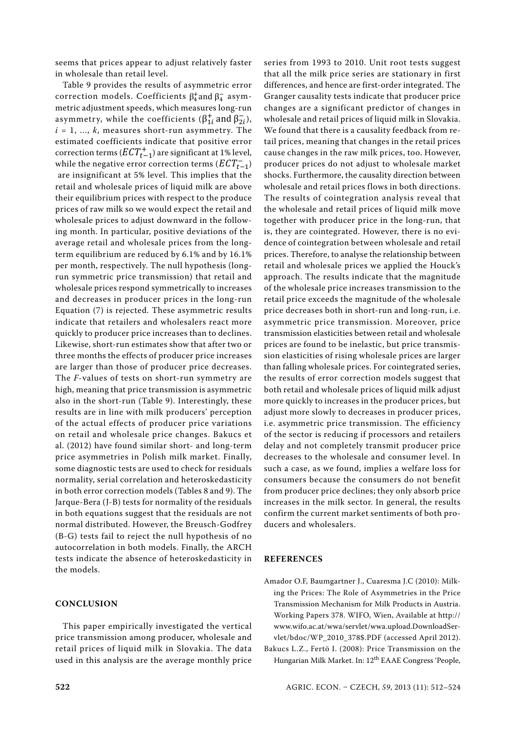seems that prices appear to adjust relatively faster in wholesale than retail level.

Table 9 provides the results of asymmetric error correction models. Coefficients $\beta_4^+$ and $\beta_4^-$ asymmetric adjustment speeds, which measures long-run asymmetry, while the coefficients ($\beta_{1i}^+$ and $\beta_{2i}^-$), $i = 1, \ldots, k$, measures short-run asymmetry. The estimated coefficients indicate that positive error correction terms ($ECT_{t-1}^+$) are significant at 1% level, while the negative error correction terms ($ECT_{t-1}^-$) are insignificant at 5% level. This implies that the retail and wholesale prices of liquid milk are above their equilibrium prices with respect to the produce prices of raw milk so we would expect the retail and wholesale prices to adjust downward in the following month. In particular, positive deviations of the average retail and wholesale prices from the long-term equilibrium are reduced by 6.1% and by 16.1% per month, respectively. The null hypothesis (long-run symmetric price transmission) that retail and wholesale prices respond symmetrically to increases and decreases in producer prices in the long-run Equation (7) is rejected. These asymmetric results indicate that retailers and wholesalers react more quickly to producer price increases than to declines. Likewise, short-run estimates show that after two or three months the effects of producer price increases are larger than those of producer price decreases. The *F*-values of tests on short-run symmetry are high, meaning that price transmission is asymmetric also in the short-run (Table 9). Interestingly, these results are in line with milk producers' perception of the actual effects of producer price variations on retail and wholesale price changes. Bakucs et al. (2012) have found similar short- and long-term price asymmetries in Polish milk market. Finally, some diagnostic tests are used to check for residuals normality, serial correlation and heteroskedasticity in both error correction models (Tables 8 and 9). The Jarque-Bera (J-B) tests for normality of the residuals in both equations suggest that the residuals are not normal distributed. However, the Breusch-Godfrey (B-G) tests fail to reject the null hypothesis of no autocorrelation in both models. Finally, the ARCH tests indicate the absence of heteroskedasticity in the models.

## CONCLUSION

This paper empirically investigated the vertical price transmission among producer, wholesale and retail prices of liquid milk in Slovakia. The data used in this analysis are the average monthly price series from 1993 to 2010. Unit root tests suggest that all the milk price series are stationary in first differences, and hence are first-order integrated. The Granger causality tests indicate that producer price changes are a significant predictor of changes in wholesale and retail prices of liquid milk in Slovakia. We found that there is a causality feedback from retail prices, meaning that changes in the retail prices cause changes in the raw milk prices, too. However, producer prices do not adjust to wholesale market shocks. Furthermore, the causality direction between wholesale and retail prices flows in both directions. The results of cointegration analysis reveal that the wholesale and retail prices of liquid milk move together with producer price in the long-run, that is, they are cointegrated. However, there is no evidence of cointegration between wholesale and retail prices. Therefore, to analyse the relationship between retail and wholesale prices we applied the Houck's approach. The results indicate that the magnitude of the wholesale price increases transmission to the retail price exceeds the magnitude of the wholesale price decreases both in short-run and long-run, i.e. asymmetric price transmission. Moreover, price transmission elasticities between retail and wholesale prices are found to be inelastic, but price transmission elasticities of rising wholesale prices are larger than falling wholesale prices. For cointegrated series, the results of error correction models suggest that both retail and wholesale prices of liquid milk adjust more quickly to increases in the producer prices, but adjust more slowly to decreases in producer prices, i.e. asymmetric price transmission. The efficiency of the sector is reducing if processors and retailers delay and not completely transmit producer price decreases to the wholesale and consumer level. In such a case, as we found, implies a welfare loss for consumers because the consumers do not benefit from producer price declines; they only absorb price increases in the milk sector. In general, the results confirm the current market sentiments of both producers and wholesalers.

## REFERENCES

Amador O.F, Baumgartner J., Cuaresma J.C (2010): Milking the Prices: The Role of Asymmetries in the Price Transmission Mechanism for Milk Products in Austria. Working Papers 378. WIFO, Wien, Available at http://www.wifo.ac.at/wwa/servlet/wwa.upload.DownloadServlet/bdoc/WP_2010_378$.PDF (accessed April 2012).

Bakucs L.Z., Fertö I. (2008): Price Transmission on the Hungarian Milk Market. In: 12th EAAE Congress 'People,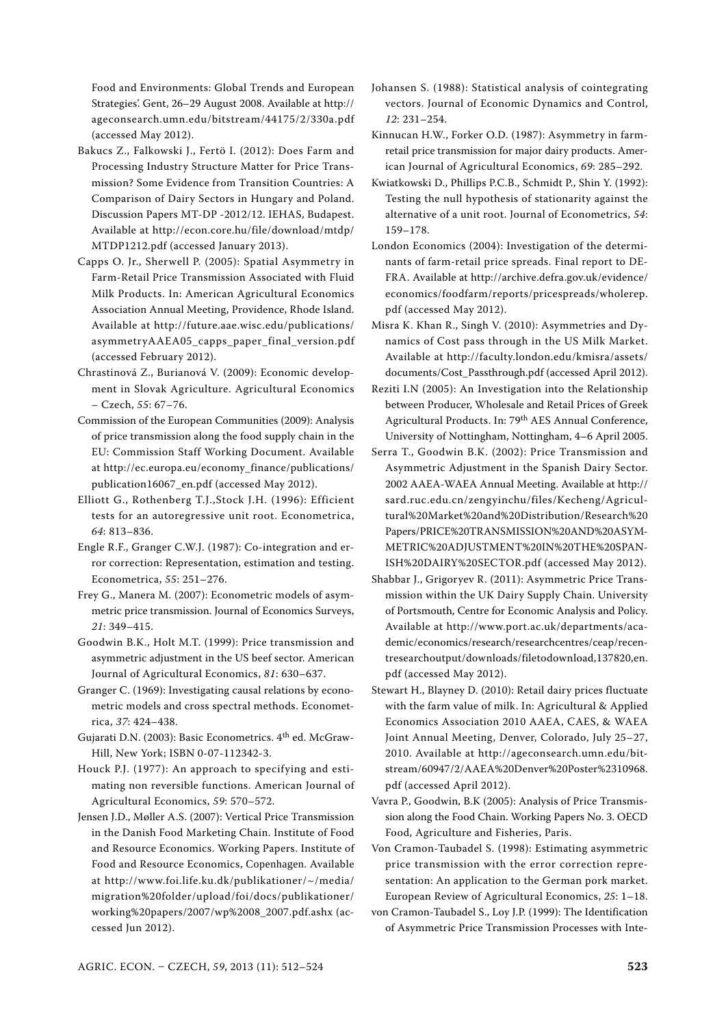Food and Environments: Global Trends and European Strategies'. Gent, 26–29 August 2008. Available at http://ageconsearch.umn.edu/bitstream/44175/2/330a.pdf (accessed May 2012).

Bakucs Z., Falkowski J., Fertö I. (2012): Does Farm and Processing Industry Structure Matter for Price Transmission? Some Evidence from Transition Countries: A Comparison of Dairy Sectors in Hungary and Poland. Discussion Papers MT-DP -2012/12. IEHAS, Budapest. Available at http://econ.core.hu/file/download/mtdp/MTDP1212.pdf (accessed January 2013).

Capps O. Jr., Sherwell P. (2005): Spatial Asymmetry in Farm-Retail Price Transmission Associated with Fluid Milk Products. In: American Agricultural Economics Association Annual Meeting, Providence, Rhode Island. Available at http://future.aae.wisc.edu/publications/asymmetryAAEA05_capps_paper_final_version.pdf (accessed February 2012).

Chrastinová Z., Burianová V. (2009): Economic development in Slovak Agriculture. Agricultural Economics – Czech, *55*: 67–76.

Commission of the European Communities (2009): Analysis of price transmission along the food supply chain in the EU: Commission Staff Working Document. Available at http://ec.europa.eu/economy_finance/publications/publication16067_en.pdf (accessed May 2012).

Elliott G., Rothenberg T.J.,Stock J.H. (1996): Efficient tests for an autoregressive unit root. Econometrica, *64*: 813–836.

Engle R.F., Granger C.W.J. (1987): Co-integration and error correction: Representation, estimation and testing. Econometrica, *55*: 251–276.

Frey G., Manera M. (2007): Econometric models of asymmetric price transmission. Journal of Economics Surveys, *21*: 349–415.

Goodwin B.K., Holt M.T. (1999): Price transmission and asymmetric adjustment in the US beef sector. American Journal of Agricultural Economics, *81*: 630–637.

Granger C. (1969): Investigating causal relations by econometric models and cross spectral methods. Econometrica, *37*: 424–438.

Gujarati D.N. (2003): Basic Econometrics. 4th ed. McGraw-Hill, New York; ISBN 0-07-112342-3.

Houck P.J. (1977): An approach to specifying and estimating non reversible functions. American Journal of Agricultural Economics, *59*: 570–572.

Jensen J.D., Møller A.S. (2007): Vertical Price Transmission in the Danish Food Marketing Chain. Institute of Food and Resource Economics. Working Papers. Institute of Food and Resource Economics, Copenhagen. Available at http://www.foi.life.ku.dk/publikationer/~/media/migration%20folder/upload/foi/docs/publikationer/working%20papers/2007/wp%2008_2007.pdf.ashx (accessed Jun 2012).

Johansen S. (1988): Statistical analysis of cointegrating vectors. Journal of Economic Dynamics and Control, *12*: 231–254.

Kinnucan H.W., Forker O.D. (1987): Asymmetry in farm-retail price transmission for major dairy products. American Journal of Agricultural Economics, *69*: 285–292.

Kwiatkowski D., Phillips P.C.B., Schmidt P., Shin Y. (1992): Testing the null hypothesis of stationarity against the alternative of a unit root. Journal of Econometrics, *54*: 159–178.

London Economics (2004): Investigation of the determinants of farm-retail price spreads. Final report to DEFRA. Available at http://archive.defra.gov.uk/evidence/economics/foodfarm/reports/pricespreads/wholerep.pdf (accessed May 2012).

Misra K. Khan R., Singh V. (2010): Asymmetries and Dynamics of Cost pass through in the US Milk Market. Available at http://faculty.london.edu/kmisra/assets/documents/Cost_Passthrough.pdf (accessed April 2012).

Reziti I.N (2005): An Investigation into the Relationship between Producer, Wholesale and Retail Prices of Greek Agricultural Products. In: 79th AES Annual Conference, University of Nottingham, Nottingham, 4–6 April 2005.

Serra T., Goodwin B.K. (2002): Price Transmission and Asymmetric Adjustment in the Spanish Dairy Sector. 2002 AAEA-WAEA Annual Meeting. Available at http://sard.ruc.edu.cn/zengyinchu/files/Kecheng/Agricultural%20Market%20and%20Distribution/Research%20Papers/PRICE%20TRANSMISSION%20AND%20ASYMMETRIC%20ADJUSTMENT%20IN%20THE%20SPANISH%20DAIRY%20SECTOR.pdf (accessed May 2012).

Shabbar J., Grigoryev R. (2011): Asymmetric Price Transmission within the UK Dairy Supply Chain. University of Portsmouth, Centre for Economic Analysis and Policy. Available at http://www.port.ac.uk/departments/academic/economics/research/researchcentres/ceap/recentresearchoutput/downloads/filetodownload,137820,en.pdf (accessed May 2012).

Stewart H., Blayney D. (2010): Retail dairy prices fluctuate with the farm value of milk. In: Agricultural & Applied Economics Association 2010 AAEA, CAES, & WAEA Joint Annual Meeting, Denver, Colorado, July 25–27, 2010. Available at http://ageconsearch.umn.edu/bitstream/60947/2/AAEA%20Denver%20Poster%2310968.pdf (accessed April 2012).

Vavra P., Goodwin, B.K (2005): Analysis of Price Transmission along the Food Chain. Working Papers No. 3. OECD Food, Agriculture and Fisheries, Paris.

Von Cramon-Taubadel S. (1998): Estimating asymmetric price transmission with the error correction representation: An application to the German pork market. European Review of Agricultural Economics, *25*: 1–18.

von Cramon-Taubadel S., Loy J.P. (1999): The Identification of Asymmetric Price Transmission Processes with Inte-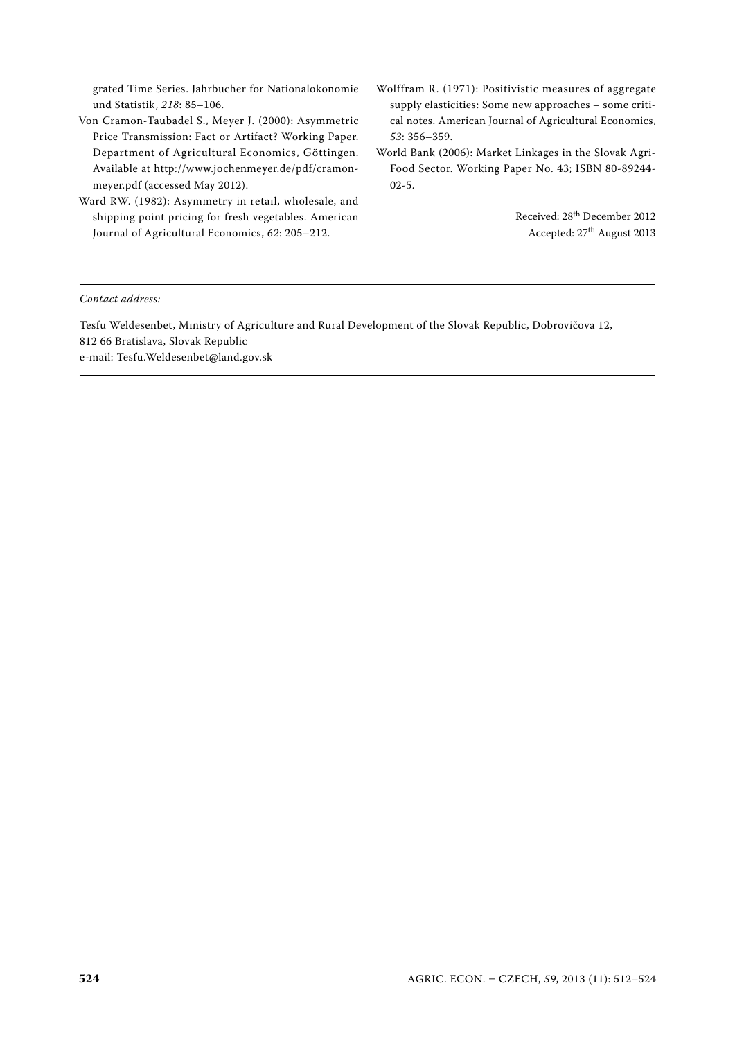grated Time Series. Jahrbucher for Nationalokonomie und Statistik, *218*: 85–106.

Von Cramon-Taubadel S., Meyer J. (2000): Asymmetric Price Transmission: Fact or Artifact? Working Paper. Department of Agricultural Economics, Göttingen. Available at http://www.jochenmeyer.de/pdf/cramon-meyer.pdf (accessed May 2012).

Ward RW. (1982): Asymmetry in retail, wholesale, and shipping point pricing for fresh vegetables. American Journal of Agricultural Economics, *62*: 205–212.

Wolffram R. (1971): Positivistic measures of aggregate supply elasticities: Some new approaches – some critical notes. American Journal of Agricultural Economics, *53*: 356–359.

World Bank (2006): Market Linkages in the Slovak Agri-Food Sector. Working Paper No. 43; ISBN 80-89244-02-5.

Received: 28th December 2012
Accepted: 27th August 2013

*Contact address:*

Tesfu Weldesenbet, Ministry of Agriculture and Rural Development of the Slovak Republic, Dobrovičova 12, 812 66 Bratislava, Slovak Republic
e-mail: Tesfu.Weldesenbet@land.gov.sk